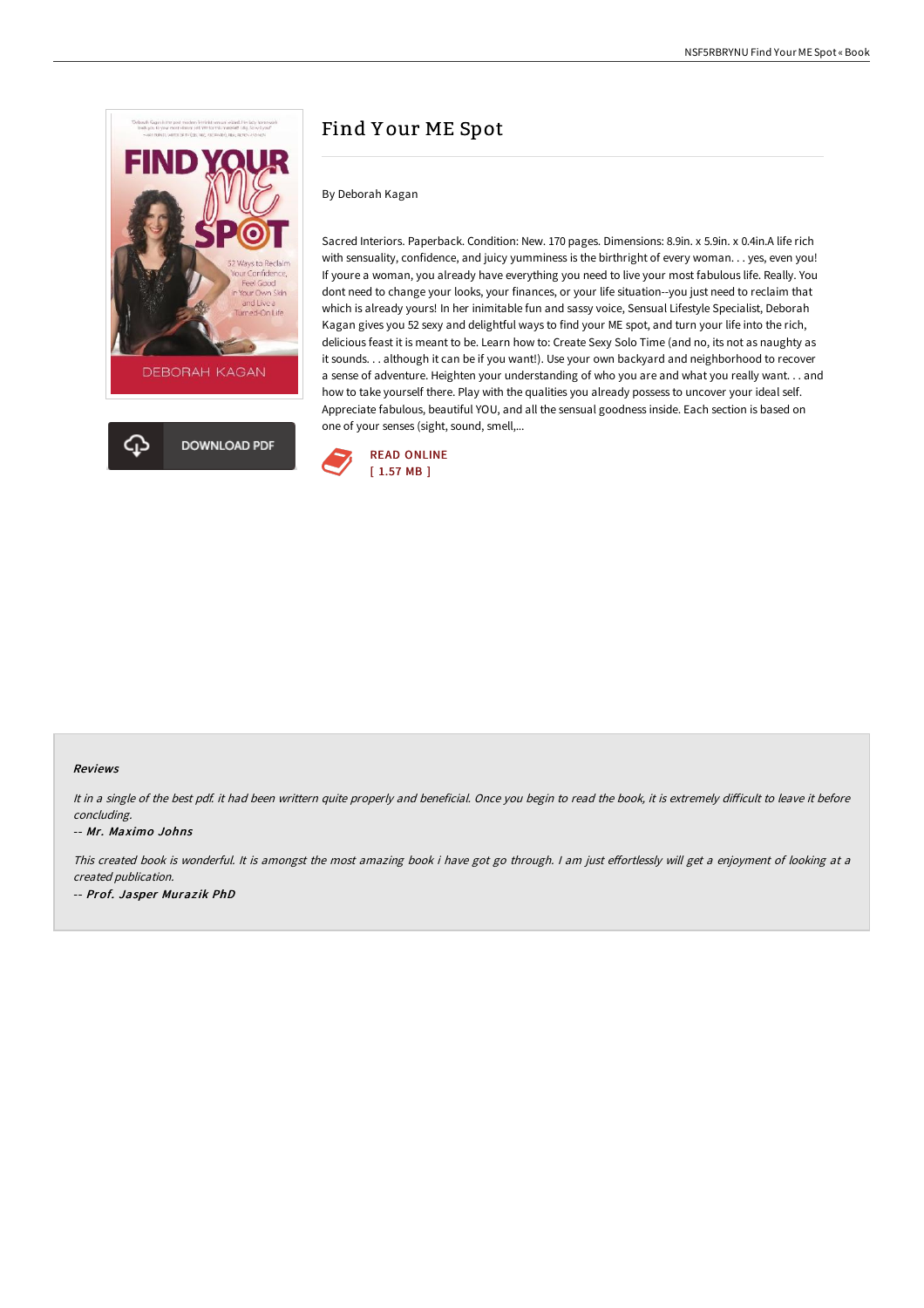# Find Your ME Spot

By Deborah Kagan

Sacred Interiors. Paperback. Condition: New. 170 pages. Dimensions: 8.9in. x 5.9in. x 0.4in.A life rich with sensuality, confidence, and juicy yumminess is the birthright of every woman. . . yes, even you! If youre a woman, you already have everything you need to live your most fabulous life. Really. You dont need to change your looks, your finances, or your life situation--you just need to reclaim that which is already yours! In her inimitable fun and sassy voice, Sensual Lifestyle Specialist, Deborah Kagan gives you 52 sexy and delightful ways to find your ME spot, and turn your life into the rich, delicious feast it is meant to be. Learn how to: Create Sexy Solo Time (and no, its not as naughty as it sounds. . . although it can be if you want!). Use your own backyard and neighborhood to recover a sense of adventure. Heighten your understanding of who you are and what you really want. . . and how to take yourself there. Play with the qualities you already possess to uncover your ideal self. Appreciate fabulous, beautiful YOU, and all the sensual goodness inside. Each section is based on one of your senses (sight, sound, smell,...

DOWNLOAD PDF

READ ONLINE
[ 1.57 MB ]

## Reviews

*It in a single of the best pdf. it had been writtern quite properly and beneficial. Once you begin to read the book, it is extremely difficult to leave it before concluding.*

-- ***Mr. Maximo Johns***

*This created book is wonderful. It is amongst the most amazing book i have got go through. I am just effortlessly will get a enjoyment of looking at a created publication.*

-- ***Prof. Jasper Murazik PhD***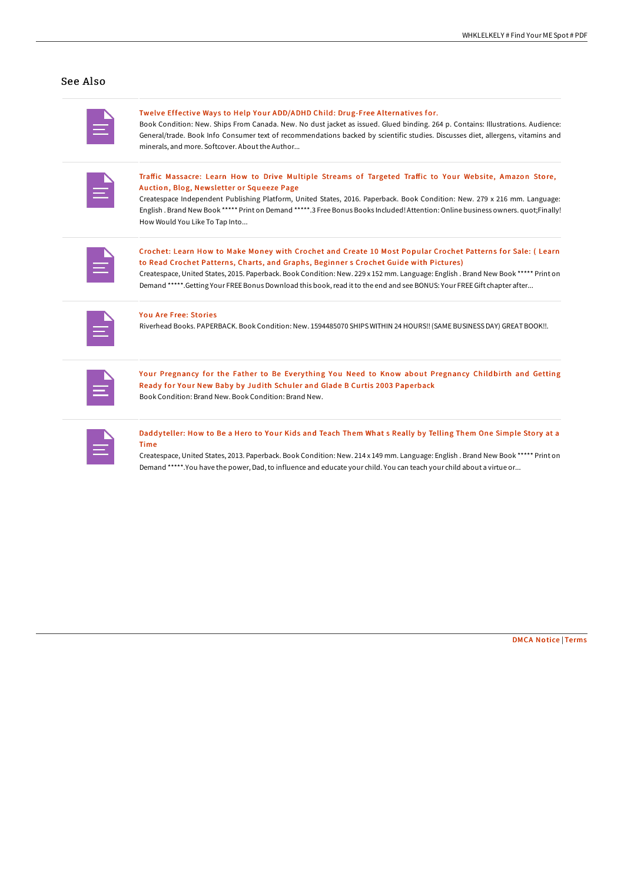## See Also

### Twelve Effective Ways to Help Your ADD/ADHD Child: Drug-Free Alternatives for.

Book Condition: New. Ships From Canada. New. No dust jacket as issued. Glued binding. 264 p. Contains: Illustrations. Audience: General/trade. Book Info Consumer text of recommendations backed by scientific studies. Discusses diet, allergens, vitamins and minerals, and more. Softcover. About the Author...

### Traffic Massacre: Learn How to Drive Multiple Streams of Targeted Traffic to Your Website, Amazon Store, Auction, Blog, Newsletter or Squeeze Page

Createspace Independent Publishing Platform, United States, 2016. Paperback. Book Condition: New. 279 x 216 mm. Language: English . Brand New Book ***** Print on Demand *****.3 Free Bonus Books Included! Attention: Online business owners. quot;Finally! How Would You Like To Tap Into...

### Crochet: Learn How to Make Money with Crochet and Create 10 Most Popular Crochet Patterns for Sale: ( Learn to Read Crochet Patterns, Charts, and Graphs, Beginner s Crochet Guide with Pictures)

Createspace, United States, 2015. Paperback. Book Condition: New. 229 x 152 mm. Language: English . Brand New Book ***** Print on Demand *****.Getting Your FREE Bonus Download this book, read it to the end and see BONUS: Your FREE Gift chapter after...

### You Are Free: Stories

Riverhead Books. PAPERBACK. Book Condition: New. 1594485070 SHIPS WITHIN 24 HOURS!! (SAME BUSINESS DAY) GREAT BOOK!!.

### Your Pregnancy for the Father to Be Everything You Need to Know about Pregnancy Childbirth and Getting Ready for Your New Baby by Judith Schuler and Glade B Curtis 2003 Paperback

Book Condition: Brand New. Book Condition: Brand New.

### Daddyteller: How to Be a Hero to Your Kids and Teach Them What s Really by Telling Them One Simple Story at a Time

Createspace, United States, 2013. Paperback. Book Condition: New. 214 x 149 mm. Language: English . Brand New Book ***** Print on Demand *****.You have the power, Dad, to influence and educate your child. You can teach your child about a virtue or...

DMCA Notice | Terms